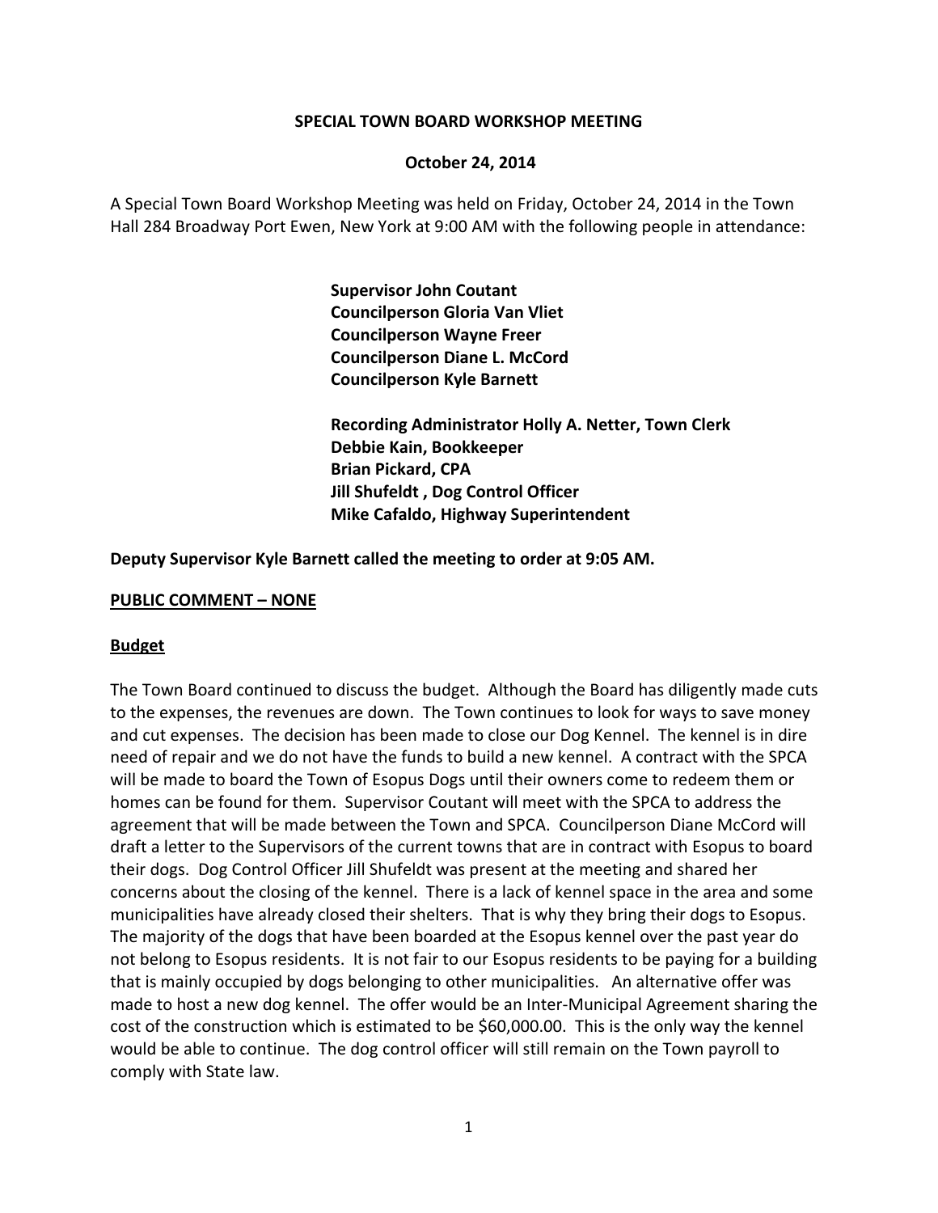**SPECIAL TOWN BOARD WORKSHOP MEETING**

**October 24, 2014**

A Special Town Board Workshop Meeting was held on Friday, October 24, 2014 in the Town Hall 284 Broadway Port Ewen, New York at 9:00 AM with the following people in attendance:

**Supervisor John Coutant**
**Councilperson Gloria Van Vliet**
**Councilperson Wayne Freer**
**Councilperson Diane L. McCord**
**Councilperson Kyle Barnett**

**Recording Administrator Holly A. Netter, Town Clerk**
**Debbie Kain, Bookkeeper**
**Brian Pickard, CPA**
**Jill Shufeldt , Dog Control Officer**
**Mike Cafaldo, Highway Superintendent**

**Deputy Supervisor Kyle Barnett called the meeting to order at 9:05 AM.**

**PUBLIC COMMENT – NONE**

**Budget**

The Town Board continued to discuss the budget. Although the Board has diligently made cuts to the expenses, the revenues are down. The Town continues to look for ways to save money and cut expenses. The decision has been made to close our Dog Kennel. The kennel is in dire need of repair and we do not have the funds to build a new kennel. A contract with the SPCA will be made to board the Town of Esopus Dogs until their owners come to redeem them or homes can be found for them. Supervisor Coutant will meet with the SPCA to address the agreement that will be made between the Town and SPCA. Councilperson Diane McCord will draft a letter to the Supervisors of the current towns that are in contract with Esopus to board their dogs. Dog Control Officer Jill Shufeldt was present at the meeting and shared her concerns about the closing of the kennel. There is a lack of kennel space in the area and some municipalities have already closed their shelters. That is why they bring their dogs to Esopus. The majority of the dogs that have been boarded at the Esopus kennel over the past year do not belong to Esopus residents. It is not fair to our Esopus residents to be paying for a building that is mainly occupied by dogs belonging to other municipalities. An alternative offer was made to host a new dog kennel. The offer would be an Inter-Municipal Agreement sharing the cost of the construction which is estimated to be $60,000.00. This is the only way the kennel would be able to continue. The dog control officer will still remain on the Town payroll to comply with State law.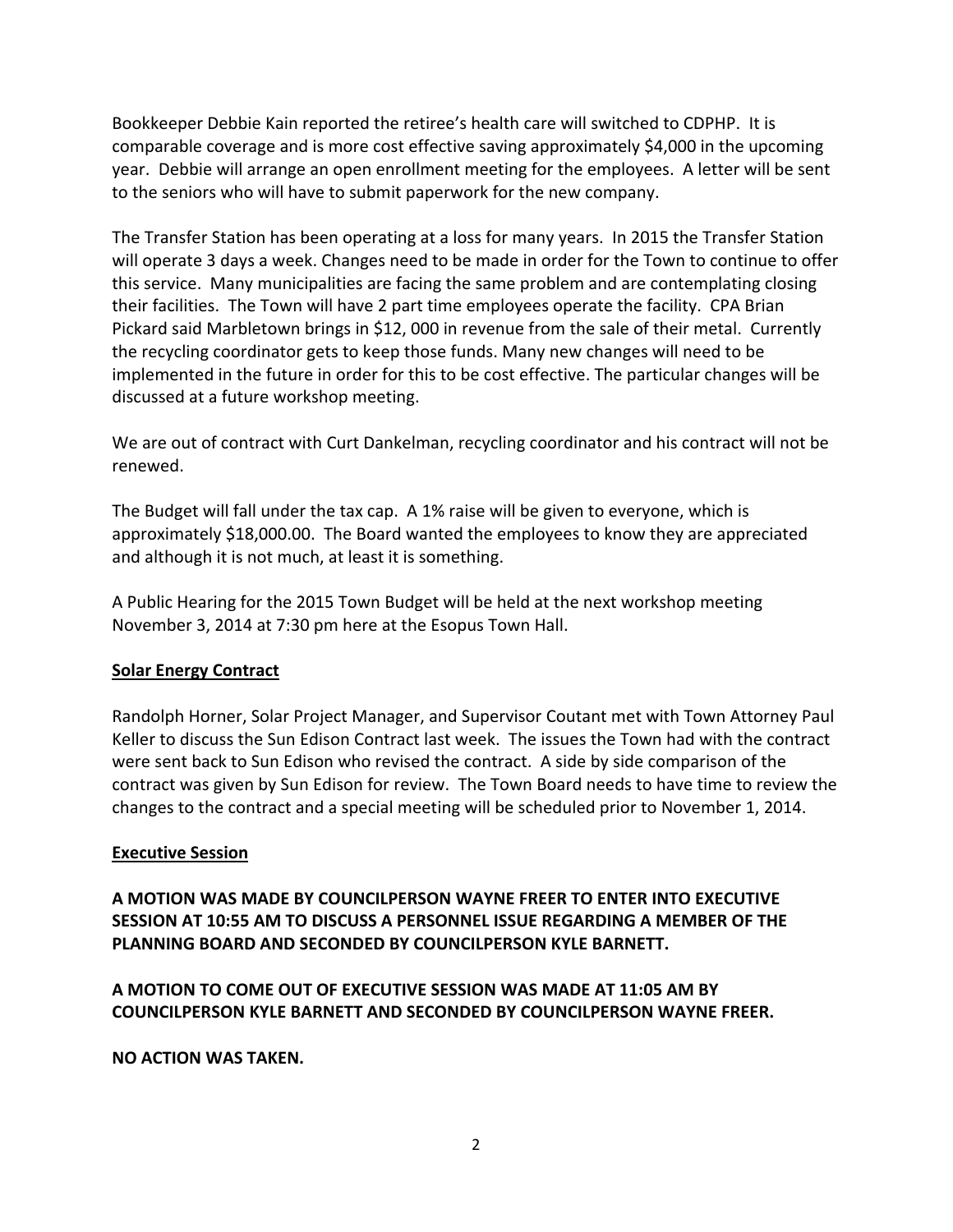Bookkeeper Debbie Kain reported the retiree's health care will switched to CDPHP. It is comparable coverage and is more cost effective saving approximately $4,000 in the upcoming year. Debbie will arrange an open enrollment meeting for the employees. A letter will be sent to the seniors who will have to submit paperwork for the new company.

The Transfer Station has been operating at a loss for many years. In 2015 the Transfer Station will operate 3 days a week. Changes need to be made in order for the Town to continue to offer this service. Many municipalities are facing the same problem and are contemplating closing their facilities. The Town will have 2 part time employees operate the facility. CPA Brian Pickard said Marbletown brings in $12, 000 in revenue from the sale of their metal. Currently the recycling coordinator gets to keep those funds. Many new changes will need to be implemented in the future in order for this to be cost effective. The particular changes will be discussed at a future workshop meeting.

We are out of contract with Curt Dankelman, recycling coordinator and his contract will not be renewed.

The Budget will fall under the tax cap. A 1% raise will be given to everyone, which is approximately $18,000.00. The Board wanted the employees to know they are appreciated and although it is not much, at least it is something.

A Public Hearing for the 2015 Town Budget will be held at the next workshop meeting November 3, 2014 at 7:30 pm here at the Esopus Town Hall.

**Solar Energy Contract**

Randolph Horner, Solar Project Manager, and Supervisor Coutant met with Town Attorney Paul Keller to discuss the Sun Edison Contract last week. The issues the Town had with the contract were sent back to Sun Edison who revised the contract. A side by side comparison of the contract was given by Sun Edison for review. The Town Board needs to have time to review the changes to the contract and a special meeting will be scheduled prior to November 1, 2014.

**Executive Session**

**A MOTION WAS MADE BY COUNCILPERSON WAYNE FREER TO ENTER INTO EXECUTIVE SESSION AT 10:55 AM TO DISCUSS A PERSONNEL ISSUE REGARDING A MEMBER OF THE PLANNING BOARD AND SECONDED BY COUNCILPERSON KYLE BARNETT.**

**A MOTION TO COME OUT OF EXECUTIVE SESSION WAS MADE AT 11:05 AM BY COUNCILPERSON KYLE BARNETT AND SECONDED BY COUNCILPERSON WAYNE FREER.**

**NO ACTION WAS TAKEN.**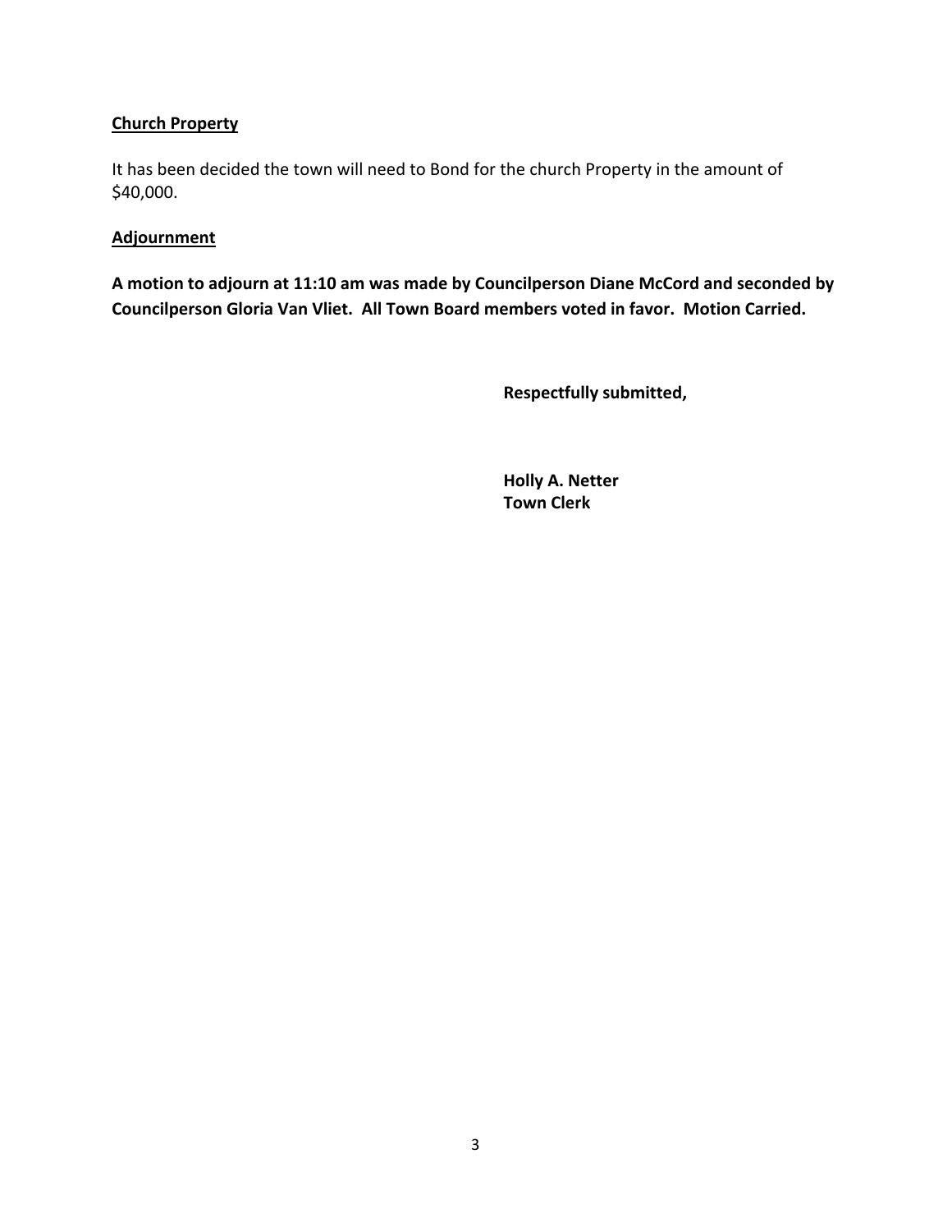**Church Property**

It has been decided the town will need to Bond for the church Property in the amount of $40,000.

**Adjournment**

**A motion to adjourn at 11:10 am was made by Councilperson Diane McCord and seconded by Councilperson Gloria Van Vliet. All Town Board members voted in favor. Motion Carried.**

**Respectfully submitted,**

**Holly A. Netter**
**Town Clerk**